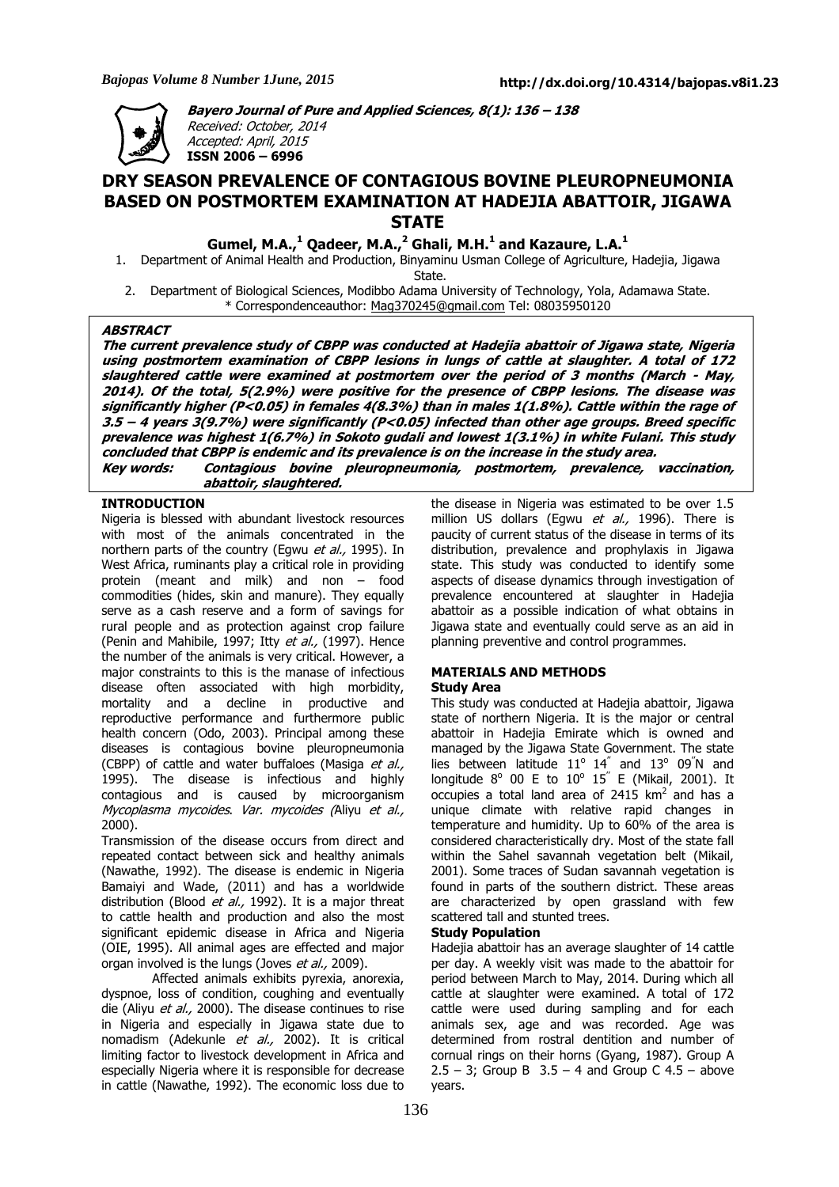**Bayero Journal of Pure and Applied Sciences, 8(1): 136 – 138**
*Received: October, 2014*
*Accepted: April, 2015*
**ISSN 2006 – 6996**

# DRY SEASON PREVALENCE OF CONTAGIOUS BOVINE PLEUROPNEUMONIA BASED ON POSTMORTEM EXAMINATION AT HADEJIA ABATTOIR, JIGAWA STATE

**Gumel, M.A.,[1] Qadeer, M.A.,[2] Ghali, M.H.[1] and Kazaure, L.A.[1]**

1. Department of Animal Health and Production, Binyaminu Usman College of Agriculture, Hadejia, Jigawa State.
2. Department of Biological Sciences, Modibbo Adama University of Technology, Yola, Adamawa State.

\* Correspondenceauthor: Mag370245@gmail.com Tel: 08035950120

## ABSTRACT

***The current prevalence study of CBPP was conducted at Hadejia abattoir of Jigawa state, Nigeria using postmortem examination of CBPP lesions in lungs of cattle at slaughter. A total of 172 slaughtered cattle were examined at postmortem over the period of 3 months (March - May, 2014). Of the total, 5(2.9%) were positive for the presence of CBPP lesions. The disease was significantly higher (P<0.05) in females 4(8.3%) than in males 1(1.8%). Cattle within the rage of 3.5 – 4 years 3(9.7%) were significantly (P<0.05) infected than other age groups. Breed specific prevalence was highest 1(6.7%) in Sokoto gudali and lowest 1(3.1%) in white Fulani. This study concluded that CBPP is endemic and its prevalence is on the increase in the study area.***

***Key words: Contagious bovine pleuropneumonia, postmortem, prevalence, vaccination, abattoir, slaughtered.***

## INTRODUCTION

Nigeria is blessed with abundant livestock resources with most of the animals concentrated in the northern parts of the country (Egwu *et al.,* 1995). In West Africa, ruminants play a critical role in providing protein (meant and milk) and non – food commodities (hides, skin and manure). They equally serve as a cash reserve and a form of savings for rural people and as protection against crop failure (Penin and Mahibile, 1997; Itty *et al.,* (1997). Hence the number of the animals is very critical. However, a major constraints to this is the manase of infectious disease often associated with high morbidity, mortality and a decline in productive and reproductive performance and furthermore public health concern (Odo, 2003). Principal among these diseases is contagious bovine pleuropneumonia (CBPP) of cattle and water buffaloes (Masiga *et al.,* 1995). The disease is infectious and highly contagious and is caused by microorganism *Mycoplasma mycoides*. *Var. mycoides (*Aliyu *et al.,* 2000).

Transmission of the disease occurs from direct and repeated contact between sick and healthy animals (Nawathe, 1992). The disease is endemic in Nigeria Bamaiyi and Wade, (2011) and has a worldwide distribution (Blood *et al.,* 1992). It is a major threat to cattle health and production and also the most significant epidemic disease in Africa and Nigeria (OIE, 1995). All animal ages are effected and major organ involved is the lungs (Joves *et al.,* 2009).

Affected animals exhibits pyrexia, anorexia, dyspnoe, loss of condition, coughing and eventually die (Aliyu *et al.,* 2000). The disease continues to rise in Nigeria and especially in Jigawa state due to nomadism (Adekunle *et al.,* 2002). It is critical limiting factor to livestock development in Africa and especially Nigeria where it is responsible for decrease in cattle (Nawathe, 1992). The economic loss due to the disease in Nigeria was estimated to be over 1.5 million US dollars (Egwu *et al.,* 1996). There is paucity of current status of the disease in terms of its distribution, prevalence and prophylaxis in Jigawa state. This study was conducted to identify some aspects of disease dynamics through investigation of prevalence encountered at slaughter in Hadejia abattoir as a possible indication of what obtains in Jigawa state and eventually could serve as an aid in planning preventive and control programmes.

## MATERIALS AND METHODS

### Study Area

This study was conducted at Hadejia abattoir, Jigawa state of northern Nigeria. It is the major or central abattoir in Hadejia Emirate which is owned and managed by the Jigawa State Government. The state lies between latitude 11° 14" and 13° 09"N and longitude 8° 00 E to 10° 15" E (Mikail, 2001). It occupies a total land area of 2415 km$^2$ and has a unique climate with relative rapid changes in temperature and humidity. Up to 60% of the area is considered characteristically dry. Most of the state fall within the Sahel savannah vegetation belt (Mikail, 2001). Some traces of Sudan savannah vegetation is found in parts of the southern district. These areas are characterized by open grassland with few scattered tall and stunted trees.

### Study Population

Hadejia abattoir has an average slaughter of 14 cattle per day. A weekly visit was made to the abattoir for period between March to May, 2014. During which all cattle at slaughter were examined. A total of 172 cattle were used during sampling and for each animals sex, age and was recorded. Age was determined from rostral dentition and number of cornual rings on their horns (Gyang, 1987). Group A 2.5 – 3; Group B 3.5 – 4 and Group C 4.5 – above years.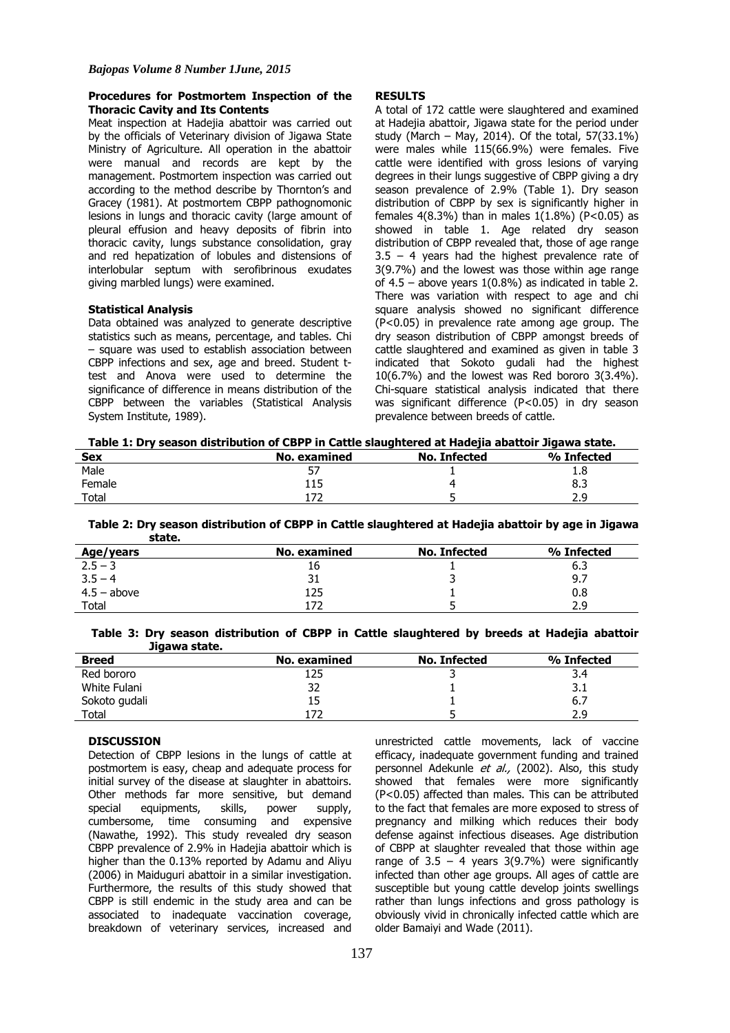### Procedures for Postmortem Inspection of the Thoracic Cavity and Its Contents

Meat inspection at Hadejia abattoir was carried out by the officials of Veterinary division of Jigawa State Ministry of Agriculture. All operation in the abattoir were manual and records are kept by the management. Postmortem inspection was carried out according to the method describe by Thornton's and Gracey (1981). At postmortem CBPP pathognomonic lesions in lungs and thoracic cavity (large amount of pleural effusion and heavy deposits of fibrin into thoracic cavity, lungs substance consolidation, gray and red hepatization of lobules and distensions of interlobular septum with serofibrinous exudates giving marbled lungs) were examined.

### Statistical Analysis

Data obtained was analyzed to generate descriptive statistics such as means, percentage, and tables. Chi – square was used to establish association between CBPP infections and sex, age and breed. Student t-test and Anova were used to determine the significance of difference in means distribution of the CBPP between the variables (Statistical Analysis System Institute, 1989).

## RESULTS

A total of 172 cattle were slaughtered and examined at Hadejia abattoir, Jigawa state for the period under study (March – May, 2014). Of the total, 57(33.1%) were males while 115(66.9%) were females. Five cattle were identified with gross lesions of varying degrees in their lungs suggestive of CBPP giving a dry season prevalence of 2.9% (Table 1). Dry season distribution of CBPP by sex is significantly higher in females 4(8.3%) than in males 1(1.8%) ($P<0.05$) as showed in table 1. Age related dry season distribution of CBPP revealed that, those of age range 3.5 – 4 years had the highest prevalence rate of 3(9.7%) and the lowest was those within age range of 4.5 – above years 1(0.8%) as indicated in table 2. There was variation with respect to age and chi square analysis showed no significant difference ($P<0.05$) in prevalence rate among age group. The dry season distribution of CBPP amongst breeds of cattle slaughtered and examined as given in table 3 indicated that Sokoto gudali had the highest 10(6.7%) and the lowest was Red bororo 3(3.4%). Chi-square statistical analysis indicated that there was significant difference ($P<0.05$) in dry season prevalence between breeds of cattle.

**Table 1: Dry season distribution of CBPP in Cattle slaughtered at Hadejia abattoir Jigawa state.**

| Sex | No. examined | No. Infected | % Infected |
|---|---|---|---|
| Male | 57 | 1 | 1.8 |
| Female | 115 | 4 | 8.3 |
| Total | 172 | 5 | 2.9 |

**Table 2: Dry season distribution of CBPP in Cattle slaughtered at Hadejia abattoir by age in Jigawa state.**

| Age/years | No. examined | No. Infected | % Infected |
|---|---|---|---|
| 2.5 – 3 | 16 | 1 | 6.3 |
| 3.5 – 4 | 31 | 3 | 9.7 |
| 4.5 – above | 125 | 1 | 0.8 |
| Total | 172 | 5 | 2.9 |

**Table 3: Dry season distribution of CBPP in Cattle slaughtered by breeds at Hadejia abattoir Jigawa state.**

| Breed | No. examined | No. Infected | % Infected |
|---|---|---|---|
| Red bororo | 125 | 3 | 3.4 |
| White Fulani | 32 | 1 | 3.1 |
| Sokoto gudali | 15 | 1 | 6.7 |
| Total | 172 | 5 | 2.9 |

## DISCUSSION

Detection of CBPP lesions in the lungs of cattle at postmortem is easy, cheap and adequate process for initial survey of the disease at slaughter in abattoirs. Other methods far more sensitive, but demand special equipments, skills, power supply, cumbersome, time consuming and expensive (Nawathe, 1992). This study revealed dry season CBPP prevalence of 2.9% in Hadejia abattoir which is higher than the 0.13% reported by Adamu and Aliyu (2006) in Maiduguri abattoir in a similar investigation. Furthermore, the results of this study showed that CBPP is still endemic in the study area and can be associated to inadequate vaccination coverage, breakdown of veterinary services, increased and unrestricted cattle movements, lack of vaccine efficacy, inadequate government funding and trained personnel Adekunle *et al.,* (2002). Also, this study showed that females were more significantly ($P<0.05$) affected than males. This can be attributed to the fact that females are more exposed to stress of pregnancy and milking which reduces their body defense against infectious diseases. Age distribution of CBPP at slaughter revealed that those within age range of 3.5 – 4 years 3(9.7%) were significantly infected than other age groups. All ages of cattle are susceptible but young cattle develop joints swellings rather than lungs infections and gross pathology is obviously vivid in chronically infected cattle which are older Bamaiyi and Wade (2011).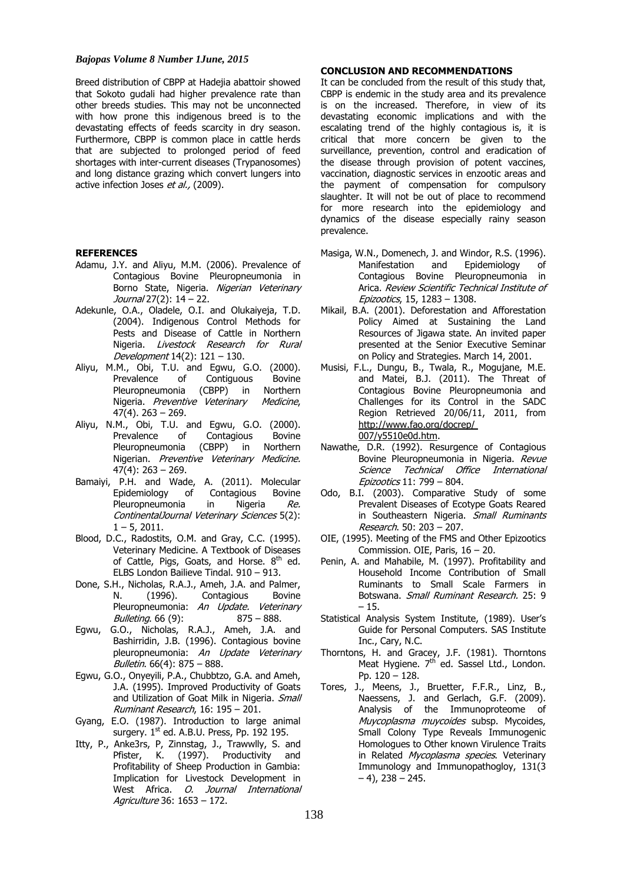Breed distribution of CBPP at Hadejia abattoir showed that Sokoto gudali had higher prevalence rate than other breeds studies. This may not be unconnected with how prone this indigenous breed is to the devastating effects of feeds scarcity in dry season. Furthermore, CBPP is common place in cattle herds that are subjected to prolonged period of feed shortages with inter-current diseases (Trypanosomes) and long distance grazing which convert lungers into active infection Joses *et al.,* (2009).

## CONCLUSION AND RECOMMENDATIONS

It can be concluded from the result of this study that, CBPP is endemic in the study area and its prevalence is on the increased. Therefore, in view of its devastating economic implications and with the escalating trend of the highly contagious is, it is critical that more concern be given to the surveillance, prevention, control and eradication of the disease through provision of potent vaccines, vaccination, diagnostic services in enzootic areas and the payment of compensation for compulsory slaughter. It will not be out of place to recommend for more research into the epidemiology and dynamics of the disease especially rainy season prevalence.

## REFERENCES

Adamu, J.Y. and Aliyu, M.M. (2006). Prevalence of Contagious Bovine Pleuropneumonia in Borno State, Nigeria. *Nigerian Veterinary Journal* 27(2): 14 – 22.

Adekunle, O.A., Oladele, O.I. and Olukaiyeja, T.D. (2004). Indigenous Control Methods for Pests and Disease of Cattle in Northern Nigeria. *Livestock Research for Rural Development* 14(2): 121 – 130.

Aliyu, M.M., Obi, T.U. and Egwu, G.O. (2000). Prevalence of Contiguous Bovine Pleuropneumonia (CBPP) in Northern Nigeria. *Preventive Veterinary Medicine*, 47(4). 263 – 269.

Aliyu, N.M., Obi, T.U. and Egwu, G.O. (2000). Prevalence of Contagious Bovine Pleuropneumonia (CBPP) in Northern Nigerian. *Preventive Veterinary Medicine.* 47(4): 263 – 269.

Bamaiyi, P.H. and Wade, A. (2011). Molecular Epidemiology of Contagious Bovine Pleuropneumonia in Nigeria *Re. ContinentalJournal Veterinary Sciences* 5(2): 1 – 5, 2011.

Blood, D.C., Radostits, O.M. and Gray, C.C. (1995). Veterinary Medicine. A Textbook of Diseases of Cattle, Pigs, Goats, and Horse. 8th ed. ELBS London Bailieve Tindal. 910 – 913.

Done, S.H., Nicholas, R.A.J., Ameh, J.A. and Palmer, N. (1996). Contagious Bovine Pleuropneumonia: *An Update. Veterinary Bulleting*. 66 (9): 875 – 888.

Egwu, G.O., Nicholas, R.A.J., Ameh, J.A. and Bashirridin, J.B. (1996). Contagious bovine pleuropneumonia: *An Update Veterinary Bulletin*. 66(4): 875 – 888.

Egwu, G.O., Onyeyili, P.A., Chubbtzo, G.A. and Ameh, J.A. (1995). Improved Productivity of Goats and Utilization of Goat Milk in Nigeria. *Small Ruminant Research*, 16: 195 – 201.

Gyang, E.O. (1987). Introduction to large animal surgery. 1st ed. A.B.U. Press, Pp. 192 195.

Itty, P., Anke3rs, P, Zinnstag, J., Trawwlly, S. and Pfister, K. (1997). Productivity and Profitability of Sheep Production in Gambia: Implication for Livestock Development in West Africa. *O. Journal International Agriculture* 36: 1653 – 172.

Masiga, W.N., Domenech, J. and Windor, R.S. (1996). Manifestation and Epidemiology of Contagious Bovine Pleuropneumonia in Arica. *Review Scientific Technical Institute of Epizootics*, 15, 1283 – 1308.

Mikail, B.A. (2001). Deforestation and Afforestation Policy Aimed at Sustaining the Land Resources of Jigawa state. An invited paper presented at the Senior Executive Seminar on Policy and Strategies. March 14, 2001.

Musisi, F.L., Dungu, B., Twala, R., Mogujane, M.E. and Matei, B.J. (2011). The Threat of Contagious Bovine Pleuropneumonia and Challenges for its Control in the SADC Region Retrieved 20/06/11, 2011, from http://www.fao.org/docrep/ 007/y5510e0d.htm.

Nawathe, D.R. (1992). Resurgence of Contagious Bovine Pleuropneumonia in Nigeria. *Revue Science Technical Office International Epizootics* 11: 799 – 804.

Odo, B.I. (2003). Comparative Study of some Prevalent Diseases of Ecotype Goats Reared in Southeastern Nigeria. *Small Ruminants Research*. 50: 203 – 207.

OIE, (1995). Meeting of the FMS and Other Epizootics Commission. OIE, Paris, 16 – 20.

Penin, A. and Mahabile, M. (1997). Profitability and Household Income Contribution of Small Ruminants to Small Scale Farmers in Botswana. *Small Ruminant Research.* 25: 9 – 15.

Statistical Analysis System Institute, (1989). User's Guide for Personal Computers. SAS Institute Inc., Cary, N.C.

Thorntons, H. and Gracey, J.F. (1981). Thorntons Meat Hygiene. 7th ed. Sassel Ltd., London. Pp. 120 – 128.

Tores, J., Meens, J., Bruetter, F.F.R., Linz, B., Naessens, J. and Gerlach, G.F. (2009). Analysis of the Immunoproteome of *Muycoplasma muycoides* subsp. Mycoides, Small Colony Type Reveals Immunogenic Homologues to Other known Virulence Traits in Related *Mycoplasma species*. Veterinary Immunology and Immunopathogloy, 131(3 – 4), 238 – 245.